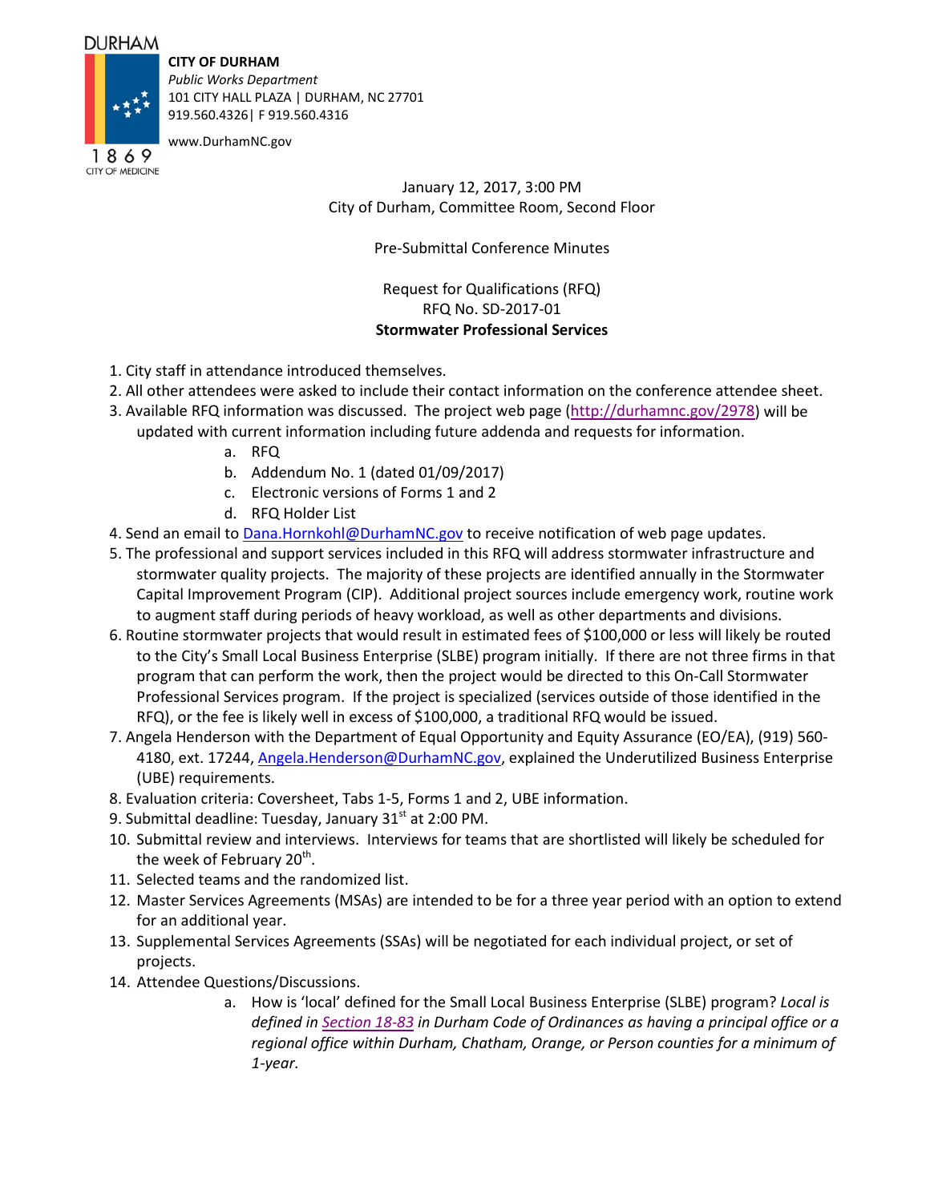DURHAM

1869
CITY OF MEDICINE

**CITY OF DURHAM**
*Public Works Department*
101 CITY HALL PLAZA | DURHAM, NC 27701
919.560.4326| F 919.560.4316
www.DurhamNC.gov

January 12, 2017, 3:00 PM
City of Durham, Committee Room, Second Floor

Pre-Submittal Conference Minutes

Request for Qualifications (RFQ)
RFQ No. SD-2017-01
**Stormwater Professional Services**

1. City staff in attendance introduced themselves.
2. All other attendees were asked to include their contact information on the conference attendee sheet.
3. Available RFQ information was discussed. The project web page (http://durhamnc.gov/2978) will be updated with current information including future addenda and requests for information.
   a. RFQ
   b. Addendum No. 1 (dated 01/09/2017)
   c. Electronic versions of Forms 1 and 2
   d. RFQ Holder List
4. Send an email to Dana.Hornkohl@DurhamNC.gov to receive notification of web page updates.
5. The professional and support services included in this RFQ will address stormwater infrastructure and stormwater quality projects. The majority of these projects are identified annually in the Stormwater Capital Improvement Program (CIP). Additional project sources include emergency work, routine work to augment staff during periods of heavy workload, as well as other departments and divisions.
6. Routine stormwater projects that would result in estimated fees of $100,000 or less will likely be routed to the City's Small Local Business Enterprise (SLBE) program initially. If there are not three firms in that program that can perform the work, then the project would be directed to this On-Call Stormwater Professional Services program. If the project is specialized (services outside of those identified in the RFQ), or the fee is likely well in excess of $100,000, a traditional RFQ would be issued.
7. Angela Henderson with the Department of Equal Opportunity and Equity Assurance (EO/EA), (919) 560-4180, ext. 17244, Angela.Henderson@DurhamNC.gov, explained the Underutilized Business Enterprise (UBE) requirements.
8. Evaluation criteria: Coversheet, Tabs 1-5, Forms 1 and 2, UBE information.
9. Submittal deadline: Tuesday, January 31st at 2:00 PM.
10. Submittal review and interviews. Interviews for teams that are shortlisted will likely be scheduled for the week of February 20th.
11. Selected teams and the randomized list.
12. Master Services Agreements (MSAs) are intended to be for a three year period with an option to extend for an additional year.
13. Supplemental Services Agreements (SSAs) will be negotiated for each individual project, or set of projects.
14. Attendee Questions/Discussions.
    a. How is 'local' defined for the Small Local Business Enterprise (SLBE) program? *Local is defined in Section 18-83 in Durham Code of Ordinances as having a principal office or a regional office within Durham, Chatham, Orange, or Person counties for a minimum of 1-year.*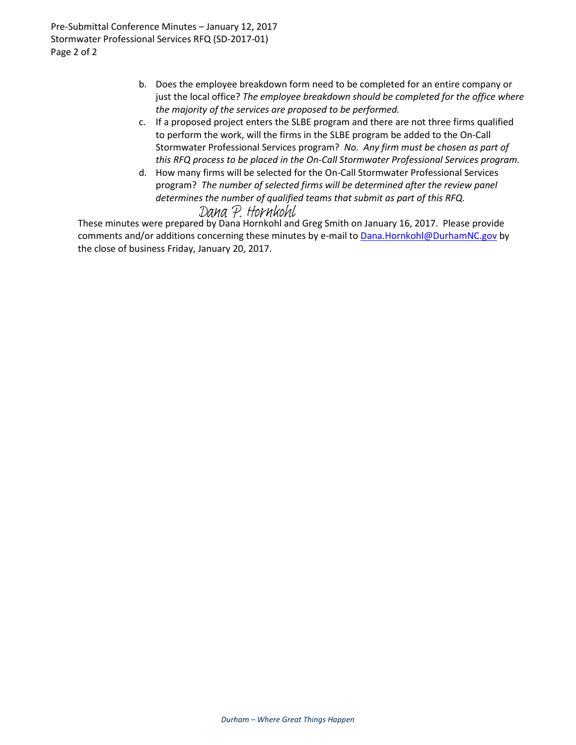b. Does the employee breakdown form need to be completed for an entire company or just the local office? *The employee breakdown should be completed for the office where the majority of the services are proposed to be performed.*
c. If a proposed project enters the SLBE program and there are not three firms qualified to perform the work, will the firms in the SLBE program be added to the On-Call Stormwater Professional Services program? *No. Any firm must be chosen as part of this RFQ process to be placed in the On-Call Stormwater Professional Services program.*
d. How many firms will be selected for the On-Call Stormwater Professional Services program? *The number of selected firms will be determined after the review panel determines the number of qualified teams that submit as part of this RFQ.*

Dana P. Hornkohl

These minutes were prepared by Dana Hornkohl and Greg Smith on January 16, 2017. Please provide comments and/or additions concerning these minutes by e-mail to Dana.Hornkohl@DurhamNC.gov by the close of business Friday, January 20, 2017.